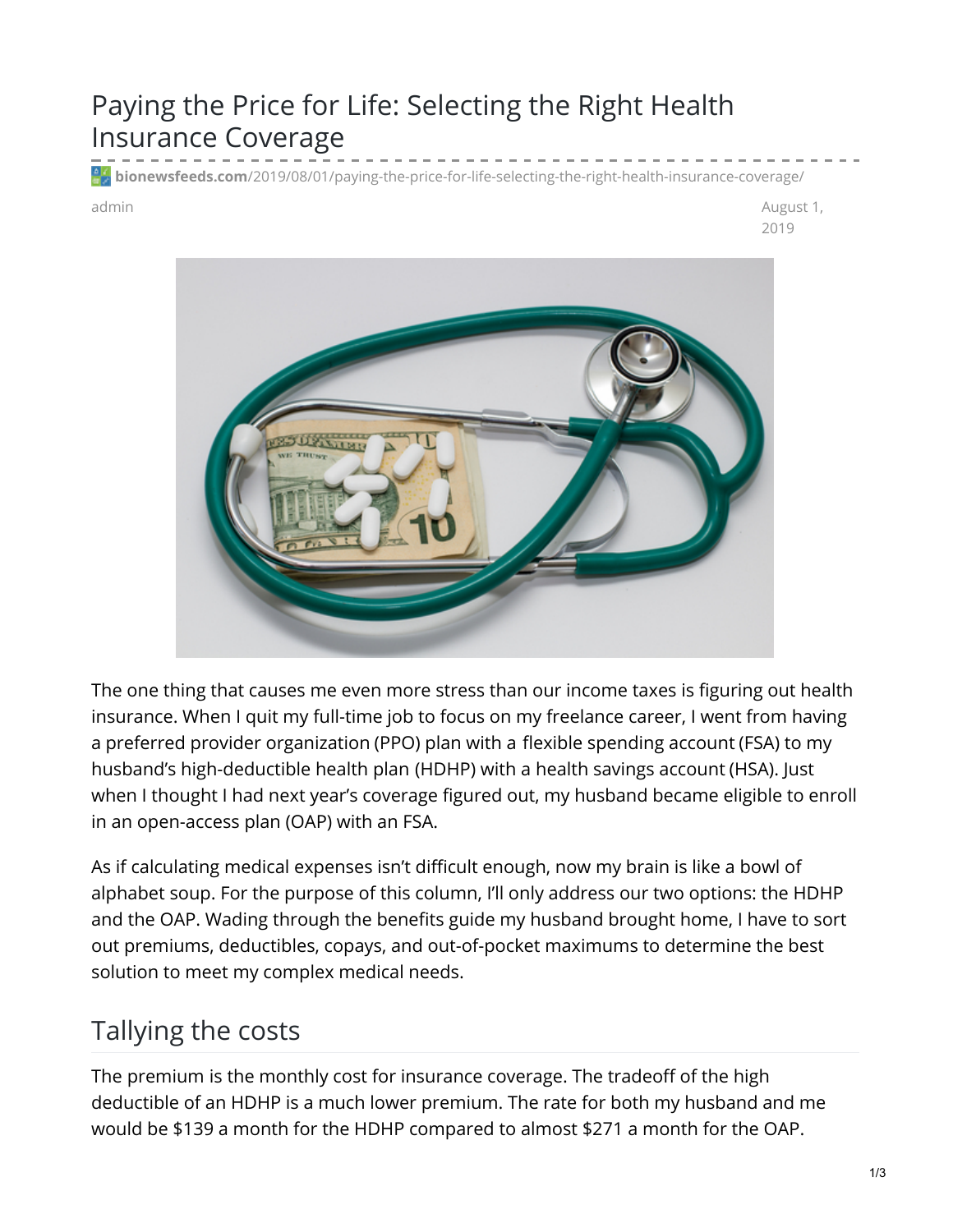# Paying the Price for Life: Selecting the Right Health Insurance Coverage

bionewsfeeds.com/2019/08/01/paying-the-price-for-life-selecting-the-right-health-insurance-coverage/

admin

August 1, 2019

The one thing that causes me even more stress than our income taxes is figuring out health insurance. When I quit my full-time job to focus on my freelance career, I went from having a preferred provider organization (PPO) plan with a flexible spending account (FSA) to my husband's high-deductible health plan (HDHP) with a health savings account (HSA). Just when I thought I had next year's coverage figured out, my husband became eligible to enroll in an open-access plan (OAP) with an FSA.

As if calculating medical expenses isn't difficult enough, now my brain is like a bowl of alphabet soup. For the purpose of this column, I'll only address our two options: the HDHP and the OAP. Wading through the benefits guide my husband brought home, I have to sort out premiums, deductibles, copays, and out-of-pocket maximums to determine the best solution to meet my complex medical needs.

## Tallying the costs

The premium is the monthly cost for insurance coverage. The tradeoff of the high deductible of an HDHP is a much lower premium. The rate for both my husband and me would be $139 a month for the HDHP compared to almost $271 a month for the OAP.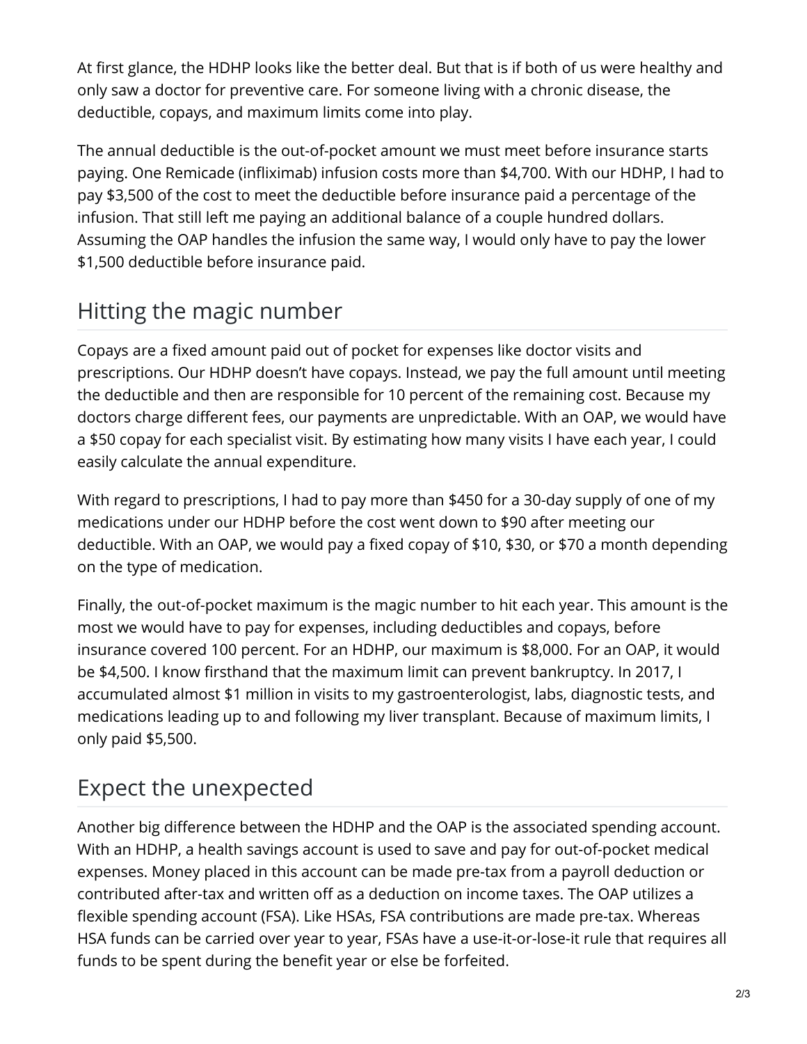At first glance, the HDHP looks like the better deal. But that is if both of us were healthy and only saw a doctor for preventive care. For someone living with a chronic disease, the deductible, copays, and maximum limits come into play.

The annual deductible is the out-of-pocket amount we must meet before insurance starts paying. One Remicade (infliximab) infusion costs more than $4,700. With our HDHP, I had to pay $3,500 of the cost to meet the deductible before insurance paid a percentage of the infusion. That still left me paying an additional balance of a couple hundred dollars. Assuming the OAP handles the infusion the same way, I would only have to pay the lower $1,500 deductible before insurance paid.

## Hitting the magic number

Copays are a fixed amount paid out of pocket for expenses like doctor visits and prescriptions. Our HDHP doesn't have copays. Instead, we pay the full amount until meeting the deductible and then are responsible for 10 percent of the remaining cost. Because my doctors charge different fees, our payments are unpredictable. With an OAP, we would have a $50 copay for each specialist visit. By estimating how many visits I have each year, I could easily calculate the annual expenditure.

With regard to prescriptions, I had to pay more than $450 for a 30-day supply of one of my medications under our HDHP before the cost went down to $90 after meeting our deductible. With an OAP, we would pay a fixed copay of $10, $30, or $70 a month depending on the type of medication.

Finally, the out-of-pocket maximum is the magic number to hit each year. This amount is the most we would have to pay for expenses, including deductibles and copays, before insurance covered 100 percent. For an HDHP, our maximum is $8,000. For an OAP, it would be $4,500. I know firsthand that the maximum limit can prevent bankruptcy. In 2017, I accumulated almost $1 million in visits to my gastroenterologist, labs, diagnostic tests, and medications leading up to and following my liver transplant. Because of maximum limits, I only paid $5,500.

## Expect the unexpected

Another big difference between the HDHP and the OAP is the associated spending account. With an HDHP, a health savings account is used to save and pay for out-of-pocket medical expenses. Money placed in this account can be made pre-tax from a payroll deduction or contributed after-tax and written off as a deduction on income taxes. The OAP utilizes a flexible spending account (FSA). Like HSAs, FSA contributions are made pre-tax. Whereas HSA funds can be carried over year to year, FSAs have a use-it-or-lose-it rule that requires all funds to be spent during the benefit year or else be forfeited.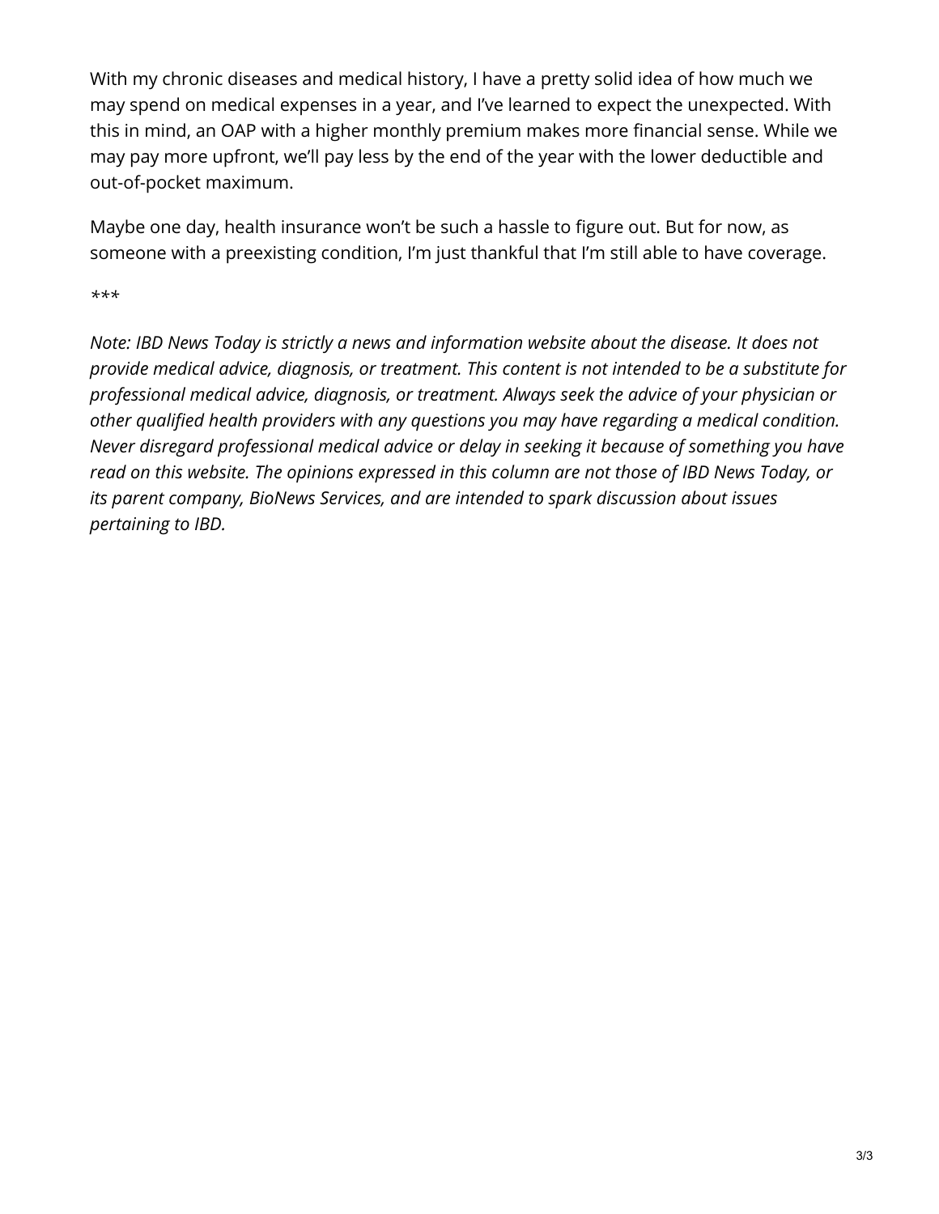With my chronic diseases and medical history, I have a pretty solid idea of how much we may spend on medical expenses in a year, and I've learned to expect the unexpected. With this in mind, an OAP with a higher monthly premium makes more financial sense. While we may pay more upfront, we'll pay less by the end of the year with the lower deductible and out-of-pocket maximum.

Maybe one day, health insurance won't be such a hassle to figure out. But for now, as someone with a preexisting condition, I'm just thankful that I'm still able to have coverage.

*\*\*\**

*Note: IBD News Today is strictly a news and information website about the disease. It does not provide medical advice, diagnosis, or treatment. This content is not intended to be a substitute for professional medical advice, diagnosis, or treatment. Always seek the advice of your physician or other qualified health providers with any questions you may have regarding a medical condition. Never disregard professional medical advice or delay in seeking it because of something you have read on this website. The opinions expressed in this column are not those of IBD News Today, or its parent company, BioNews Services, and are intended to spark discussion about issues pertaining to IBD.*